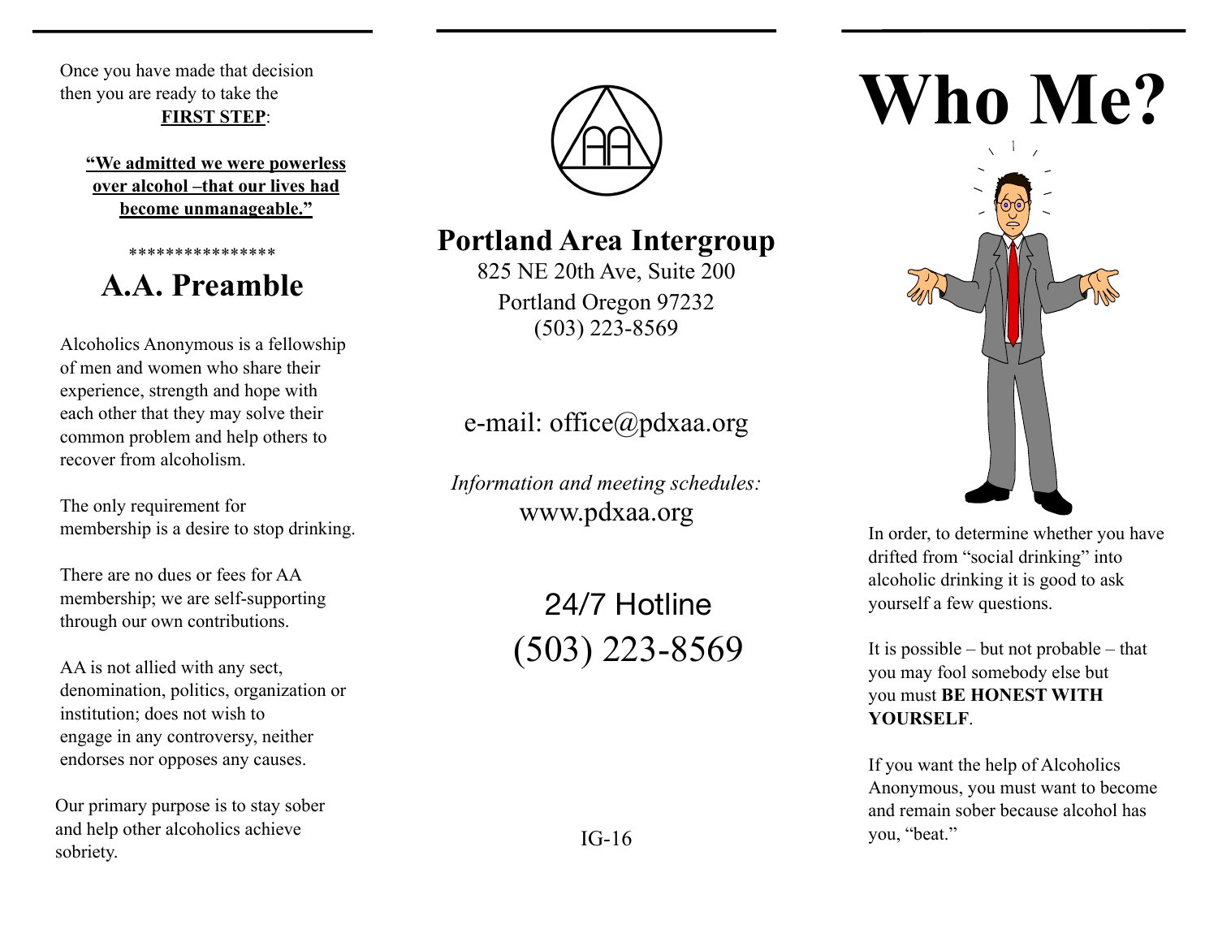Once you have made that decision then you are ready to take the **FIRST STEP**:

**"We admitted we were powerless over alcohol –that our lives had become unmanageable."**

****************

## A.A. Preamble

Alcoholics Anonymous is a fellowship of men and women who share their experience, strength and hope with each other that they may solve their common problem and help others to recover from alcoholism.

The only requirement for membership is a desire to stop drinking.

There are no dues or fees for AA membership; we are self-supporting through our own contributions.

AA is not allied with any sect, denomination, politics, organization or institution; does not wish to engage in any controversy, neither endorses nor opposes any causes.

Our primary purpose is to stay sober and help other alcoholics achieve sobriety.

## Portland Area Intergroup

825 NE 20th Ave, Suite 200
Portland Oregon 97232
(503) 223-8569

e-mail: office@pdxaa.org

*Information and meeting schedules:*
www.pdxaa.org

24/7 Hotline
(503) 223-8569

IG-16

# Who Me?

In order, to determine whether you have drifted from "social drinking" into alcoholic drinking it is good to ask yourself a few questions.

It is possible – but not probable – that you may fool somebody else but you must **BE HONEST WITH YOURSELF**.

If you want the help of Alcoholics Anonymous, you must want to become and remain sober because alcohol has you, "beat."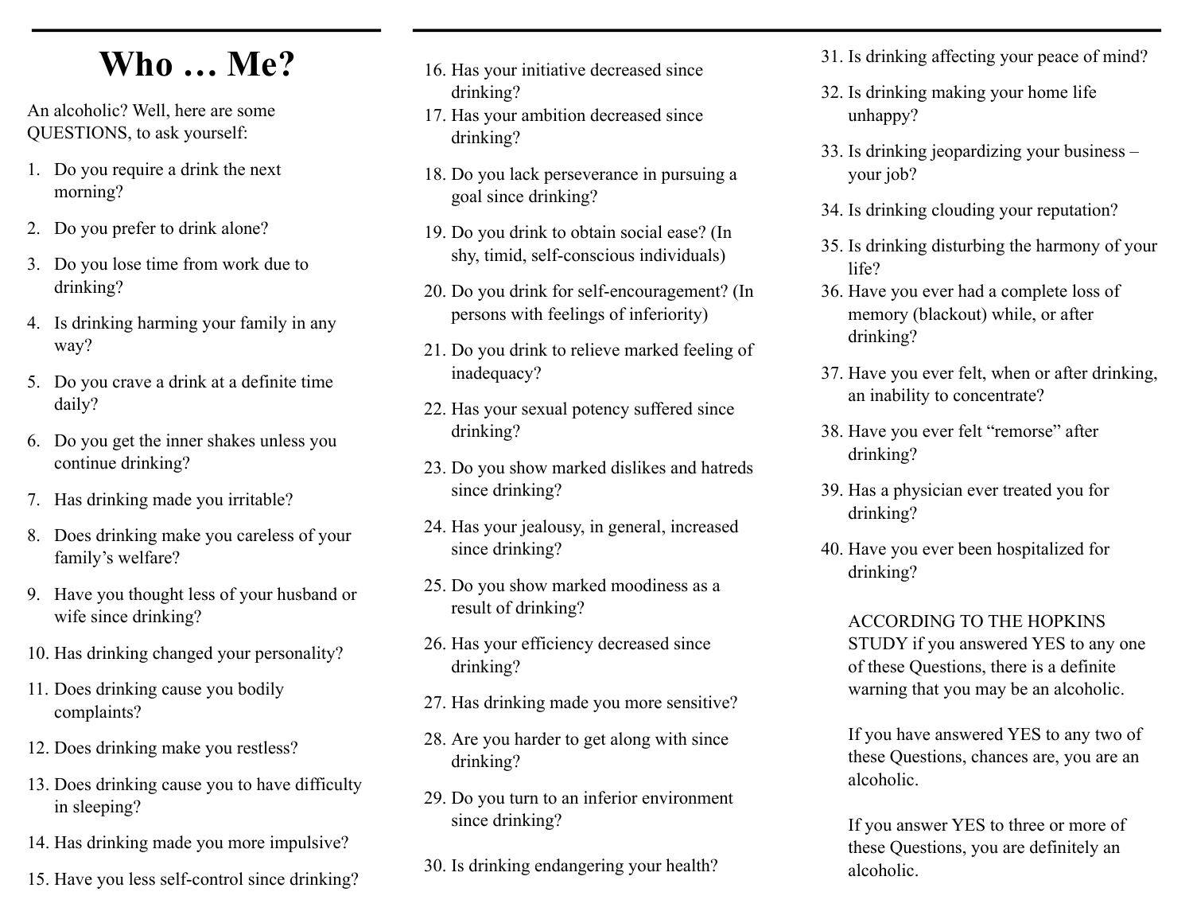# Who … Me?

An alcoholic? Well, here are some QUESTIONS, to ask yourself:

1. Do you require a drink the next morning?
2. Do you prefer to drink alone?
3. Do you lose time from work due to drinking?
4. Is drinking harming your family in any way?
5. Do you crave a drink at a definite time daily?
6. Do you get the inner shakes unless you continue drinking?
7. Has drinking made you irritable?
8. Does drinking make you careless of your family's welfare?
9. Have you thought less of your husband or wife since drinking?
10. Has drinking changed your personality?
11. Does drinking cause you bodily complaints?
12. Does drinking make you restless?
13. Does drinking cause you to have difficulty in sleeping?
14. Has drinking made you more impulsive?
15. Have you less self-control since drinking?
16. Has your initiative decreased since drinking?
17. Has your ambition decreased since drinking?
18. Do you lack perseverance in pursuing a goal since drinking?
19. Do you drink to obtain social ease? (In shy, timid, self-conscious individuals)
20. Do you drink for self-encouragement? (In persons with feelings of inferiority)
21. Do you drink to relieve marked feeling of inadequacy?
22. Has your sexual potency suffered since drinking?
23. Do you show marked dislikes and hatreds since drinking?
24. Has your jealousy, in general, increased since drinking?
25. Do you show marked moodiness as a result of drinking?
26. Has your efficiency decreased since drinking?
27. Has drinking made you more sensitive?
28. Are you harder to get along with since drinking?
29. Do you turn to an inferior environment since drinking?
30. Is drinking endangering your health?
31. Is drinking affecting your peace of mind?
32. Is drinking making your home life unhappy?
33. Is drinking jeopardizing your business – your job?
34. Is drinking clouding your reputation?
35. Is drinking disturbing the harmony of your life?
36. Have you ever had a complete loss of memory (blackout) while, or after drinking?
37. Have you ever felt, when or after drinking, an inability to concentrate?
38. Have you ever felt "remorse" after drinking?
39. Has a physician ever treated you for drinking?
40. Have you ever been hospitalized for drinking?

ACCORDING TO THE HOPKINS STUDY if you answered YES to any one of these Questions, there is a definite warning that you may be an alcoholic.

If you have answered YES to any two of these Questions, chances are, you are an alcoholic.

If you answer YES to three or more of these Questions, you are definitely an alcoholic.